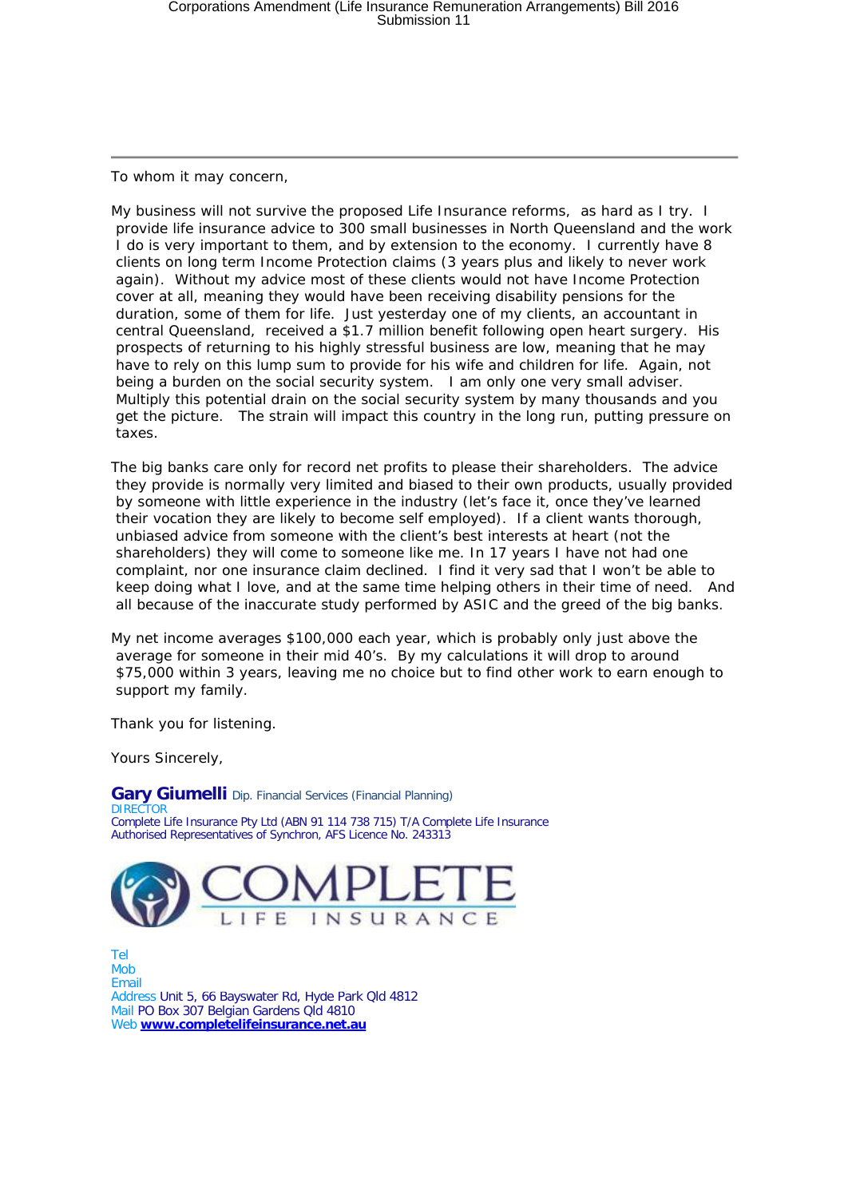To whom it may concern,

My business will not survive the proposed Life Insurance reforms, as hard as I try. I provide life insurance advice to 300 small businesses in North Queensland and the work I do is very important to them, and by extension to the economy. I currently have 8 clients on long term Income Protection claims (3 years plus and likely to never work again). Without my advice most of these clients would not have Income Protection cover at all, meaning they would have been receiving disability pensions for the duration, some of them for life. Just yesterday one of my clients, an accountant in central Queensland, received a $1.7 million benefit following open heart surgery. His prospects of returning to his highly stressful business are low, meaning that he may have to rely on this lump sum to provide for his wife and children for life. Again, not being a burden on the social security system. I am only one very small adviser. Multiply this potential drain on the social security system by many thousands and you get the picture. The strain will impact this country in the long run, putting pressure on taxes.

The big banks care only for record net profits to please their shareholders. The advice they provide is normally very limited and biased to their own products, usually provided by someone with little experience in the industry (let's face it, once they've learned their vocation they are likely to become self employed). If a client wants thorough, unbiased advice from someone with the client's best interests at heart (not the shareholders) they will come to someone like me. In 17 years I have not had one complaint, nor one insurance claim declined. I find it very sad that I won't be able to keep doing what I love, and at the same time helping others in their time of need. And all because of the inaccurate study performed by ASIC and the greed of the big banks.

My net income averages $100,000 each year, which is probably only just above the average for someone in their mid 40's. By my calculations it will drop to around $75,000 within 3 years, leaving me no choice but to find other work to earn enough to support my family.

Thank you for listening.

Yours Sincerely,

**Gary Giumelli** Dip. Financial Services (Financial Planning)
DIRECTOR
Complete Life Insurance Pty Ltd (ABN 91 114 738 715) T/A Complete Life Insurance
Authorised Representatives of Synchron, AFS Licence No. 243313

COMPLETE LIFE INSURANCE

Tel
Mob
Email
Address Unit 5, 66 Bayswater Rd, Hyde Park Qld 4812
Mail PO Box 307 Belgian Gardens Qld 4810
Web **www.completelifeinsurance.net.au**